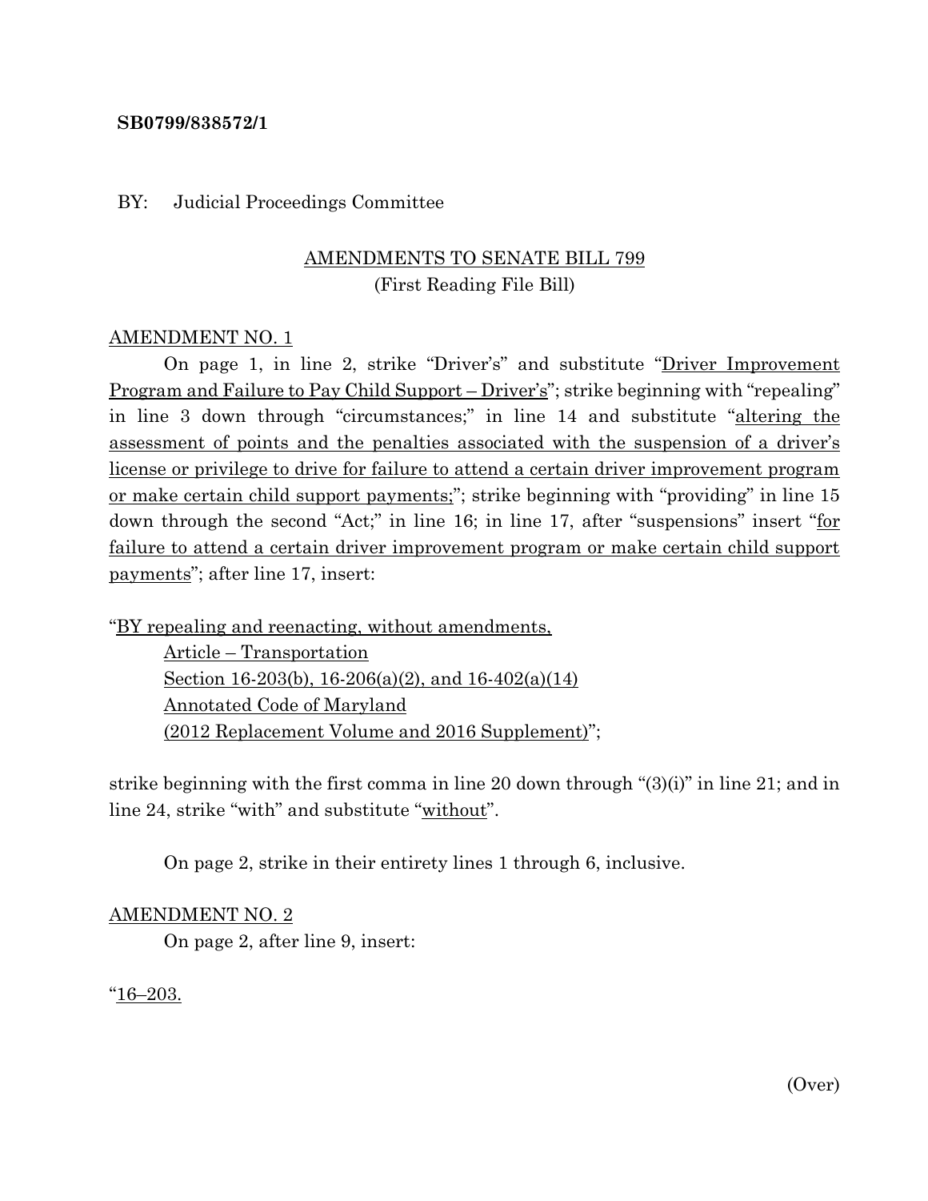**SB0799/838572/1**

BY: Judicial Proceedings Committee

AMENDMENTS TO SENATE BILL 799
(First Reading File Bill)

AMENDMENT NO. 1

On page 1, in line 2, strike "Driver's" and substitute "Driver Improvement Program and Failure to Pay Child Support – Driver's"; strike beginning with "repealing" in line 3 down through "circumstances;" in line 14 and substitute "altering the assessment of points and the penalties associated with the suspension of a driver's license or privilege to drive for failure to attend a certain driver improvement program or make certain child support payments;"; strike beginning with "providing" in line 15 down through the second "Act;" in line 16; in line 17, after "suspensions" insert "for failure to attend a certain driver improvement program or make certain child support payments"; after line 17, insert:

"BY repealing and reenacting, without amendments,
Article – Transportation
Section 16-203(b), 16-206(a)(2), and 16-402(a)(14)
Annotated Code of Maryland
(2012 Replacement Volume and 2016 Supplement)";

strike beginning with the first comma in line 20 down through "(3)(i)" in line 21; and in line 24, strike "with" and substitute "without".

On page 2, strike in their entirety lines 1 through 6, inclusive.

AMENDMENT NO. 2

On page 2, after line 9, insert:

"16–203.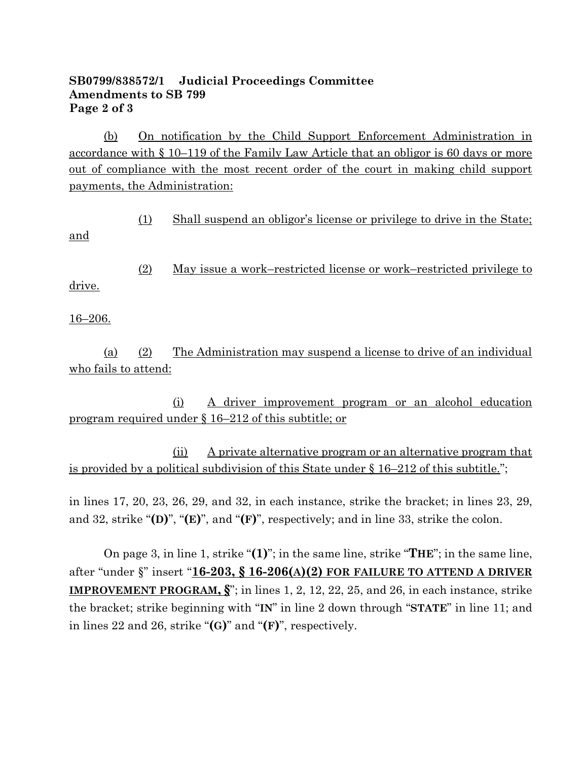(b) On notification by the Child Support Enforcement Administration in accordance with § 10–119 of the Family Law Article that an obligor is 60 days or more out of compliance with the most recent order of the court in making child support payments, the Administration:

(1) Shall suspend an obligor's license or privilege to drive in the State; and

(2) May issue a work–restricted license or work–restricted privilege to drive.

16–206.

(a) (2) The Administration may suspend a license to drive of an individual who fails to attend:

(i) A driver improvement program or an alcohol education program required under § 16–212 of this subtitle; or

(ii) A private alternative program or an alternative program that is provided by a political subdivision of this State under § 16–212 of this subtitle.";

in lines 17, 20, 23, 26, 29, and 32, in each instance, strike the bracket; in lines 23, 29, and 32, strike "**(D)**", "**(E)**", and "**(F)**", respectively; and in line 33, strike the colon.

On page 3, in line 1, strike "**(1)**"; in the same line, strike "**THE**"; in the same line, after "under §" insert "**16-203, § 16-206(A)(2) FOR FAILURE TO ATTEND A DRIVER IMPROVEMENT PROGRAM, §**"; in lines 1, 2, 12, 22, 25, and 26, in each instance, strike the bracket; strike beginning with "**IN**" in line 2 down through "**STATE**" in line 11; and in lines 22 and 26, strike "**(G)**" and "**(F)**", respectively.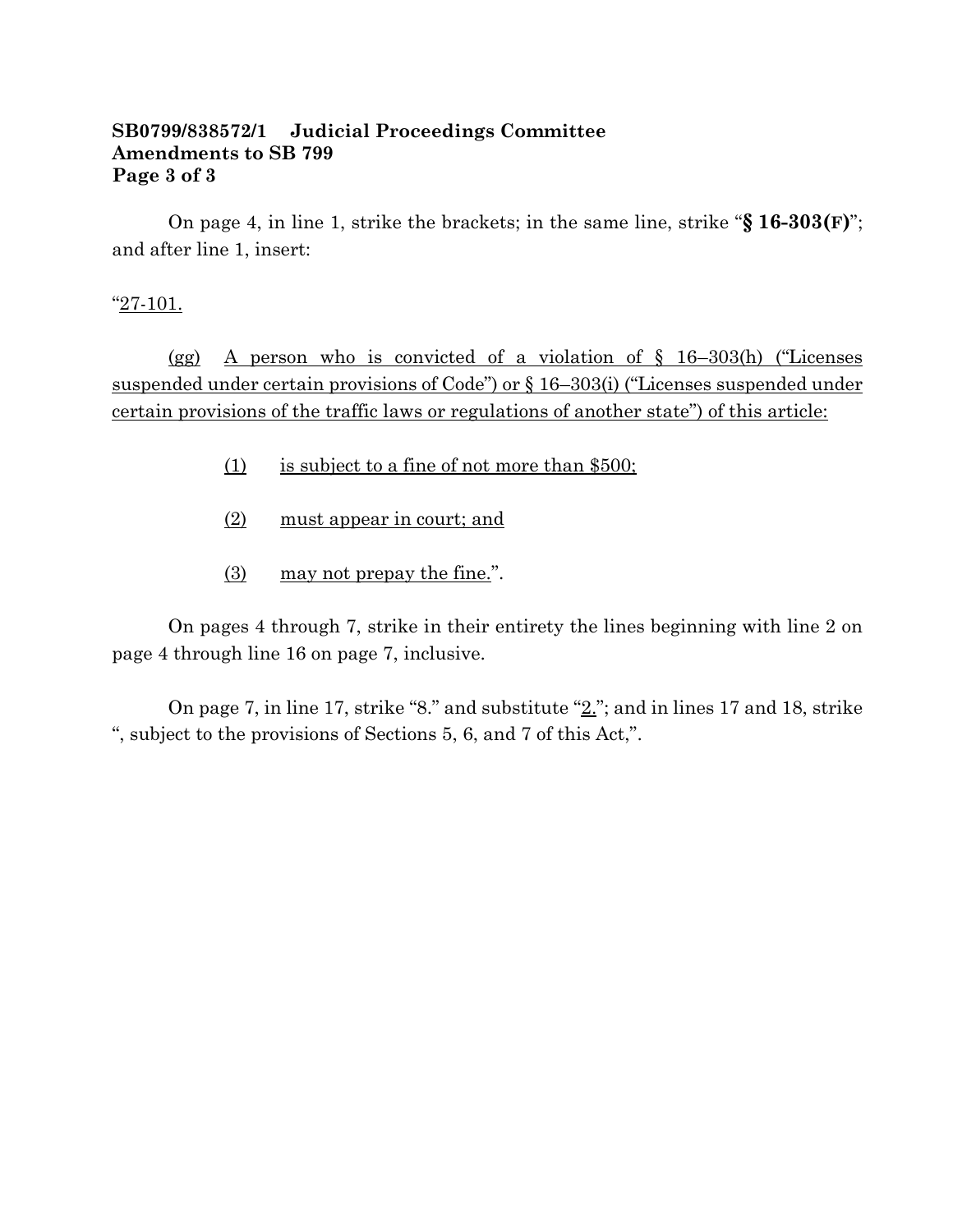**SB0799/838572/1 Judicial Proceedings Committee**
**Amendments to SB 799**
**Page 3 of 3**

On page 4, in line 1, strike the brackets; in the same line, strike "**§ 16-303(F)**"; and after line 1, insert:

"<u>27-101.</u>

<u>(gg) A person who is convicted of a violation of § 16–303(h) ("Licenses suspended under certain provisions of Code") or § 16–303(i) ("Licenses suspended under certain provisions of the traffic laws or regulations of another state") of this article:</u>

<u>(1) is subject to a fine of not more than $500;</u>

<u>(2) must appear in court; and</u>

<u>(3) may not prepay the fine.</u>".

On pages 4 through 7, strike in their entirety the lines beginning with line 2 on page 4 through line 16 on page 7, inclusive.

On page 7, in line 17, strike "8." and substitute "<u>2.</u>"; and in lines 17 and 18, strike ", subject to the provisions of Sections 5, 6, and 7 of this Act,".